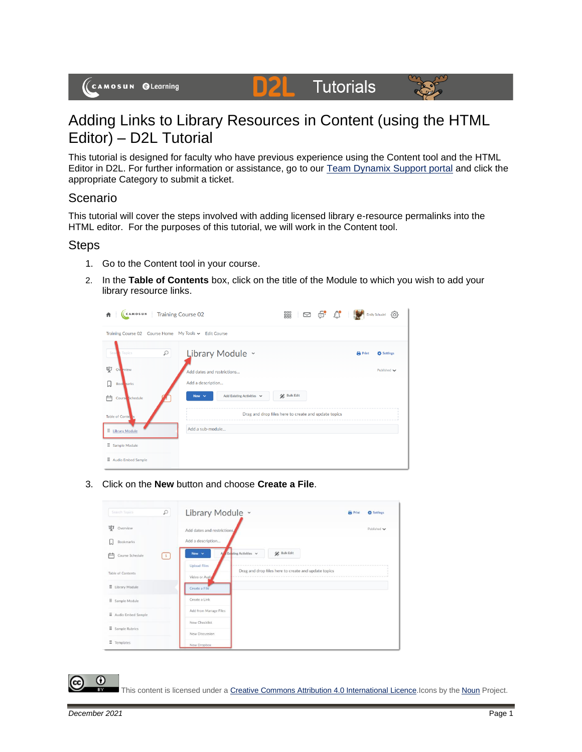# Adding Links to Library Resources in Content (using the HTML Editor) – D2L Tutorial

This tutorial is designed for faculty who have previous experience using the Content tool and the HTML Editor in D2L. For further information or assistance, go to our Team Dynamix Support portal and click the appropriate Category to submit a ticket.

## Scenario

This tutorial will cover the steps involved with adding licensed library e-resource permalinks into the HTML editor. For the purposes of this tutorial, we will work in the Content tool.

## Steps

1. Go to the Content tool in your course.
2. In the **Table of Contents** box, click on the title of the Module to which you wish to add your library resource links.
3. Click on the **New** button and choose **Create a File**.

This content is licensed under a Creative Commons Attribution 4.0 International Licence. Icons by the Noun Project.

December 2021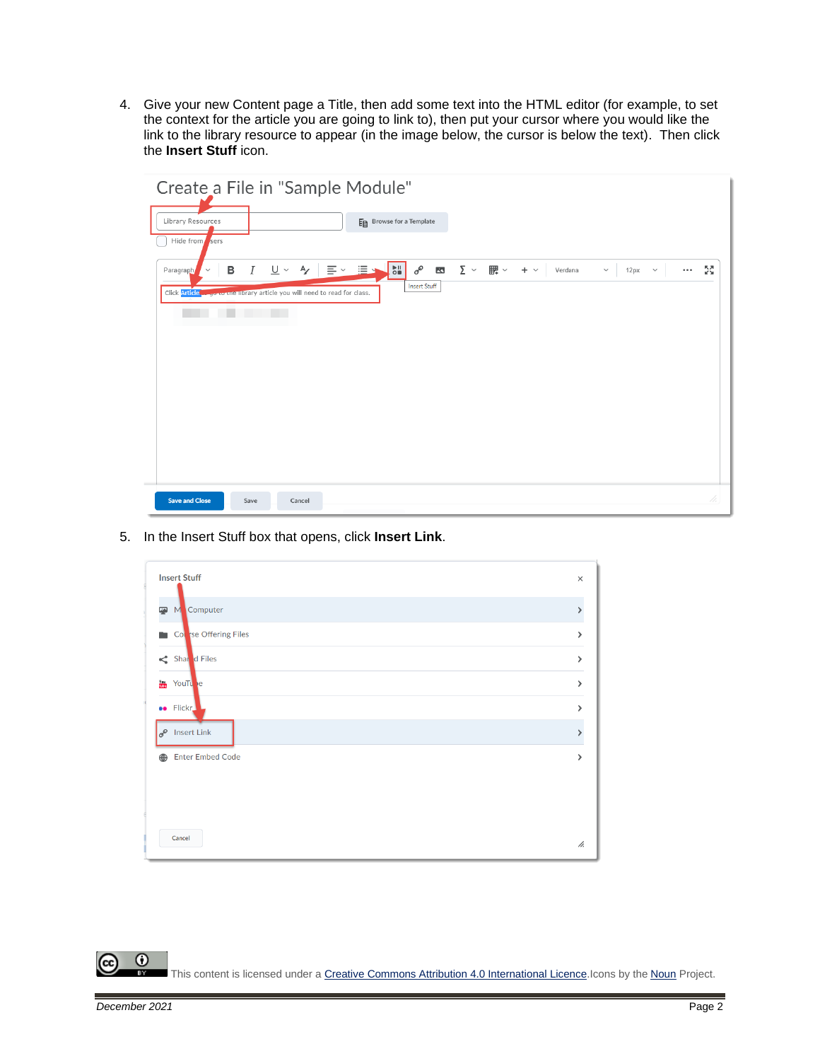4. Give your new Content page a Title, then add some text into the HTML editor (for example, to set the context for the article you are going to link to), then put your cursor where you would like the link to the library resource to appear (in the image below, the cursor is below the text). Then click the **Insert Stuff** icon.

5. In the Insert Stuff box that opens, click **Insert Link**.

This content is licensed under a [Creative Commons Attribution 4.0 International Licence](). Icons by the [Noun]() Project.

*December 2021*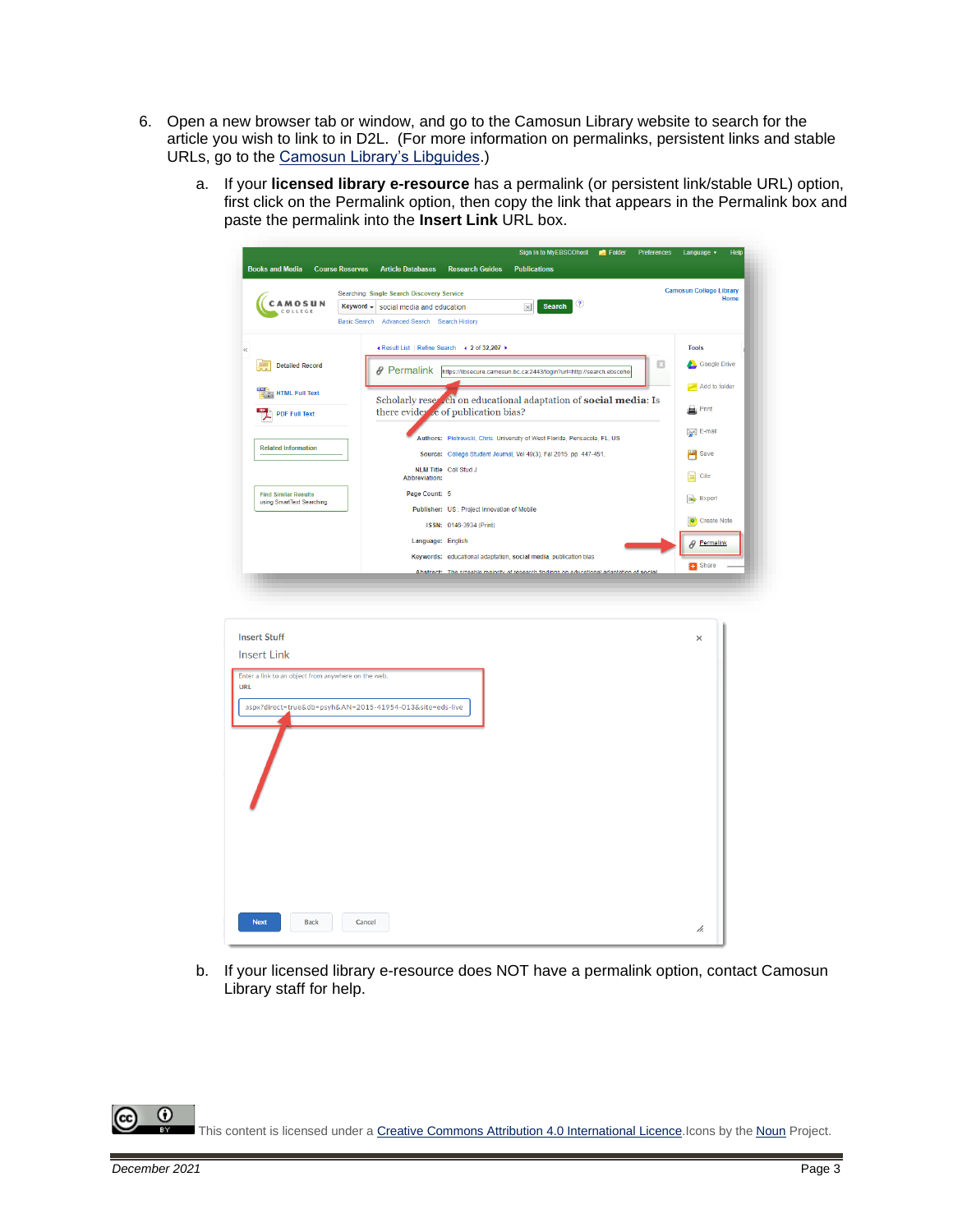6. Open a new browser tab or window, and go to the Camosun Library website to search for the article you wish to link to in D2L. (For more information on permalinks, persistent links and stable URLs, go to the Camosun Library's Libguides.)

   a. If your **licensed library e-resource** has a permalink (or persistent link/stable URL) option, first click on the Permalink option, then copy the link that appears in the Permalink box and paste the permalink into the **Insert Link** URL box.

   b. If your licensed library e-resource does NOT have a permalink option, contact Camosun Library staff for help.

This content is licensed under a Creative Commons Attribution 4.0 International Licence. Icons by the Noun Project.

December 2021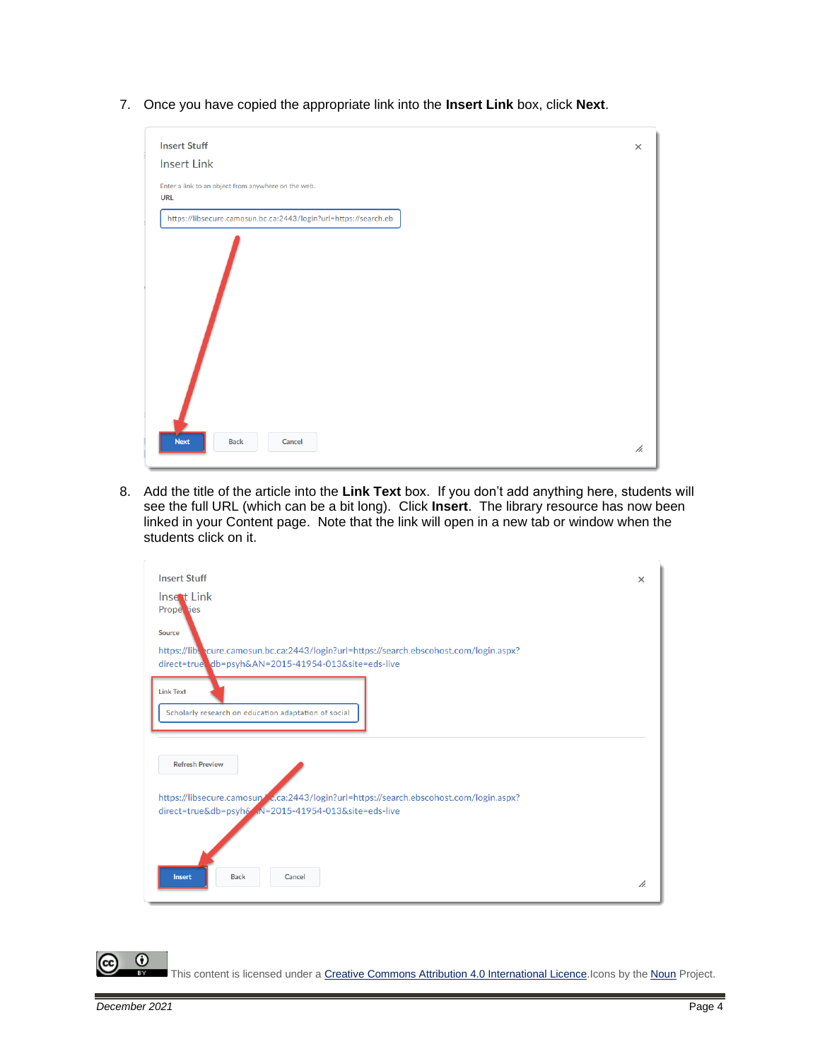7. Once you have copied the appropriate link into the **Insert Link** box, click **Next**.

8. Add the title of the article into the **Link Text** box. If you don't add anything here, students will see the full URL (which can be a bit long). Click **Insert**. The library resource has now been linked in your Content page. Note that the link will open in a new tab or window when the students click on it.

This content is licensed under a Creative Commons Attribution 4.0 International Licence. Icons by the Noun Project.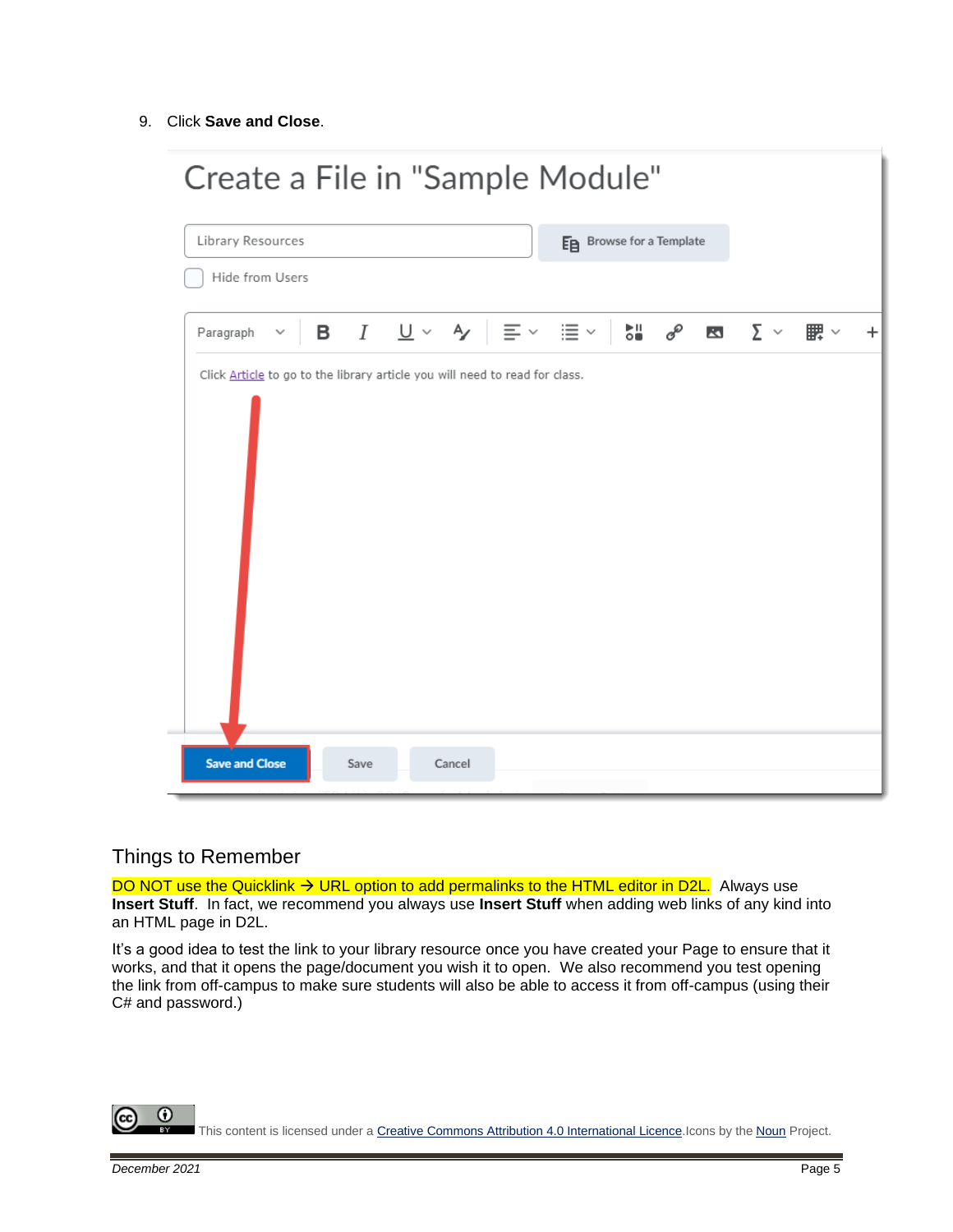9. Click **Save and Close**.

## Things to Remember

DO NOT use the Quicklink → URL option to add permalinks to the HTML editor in D2L. Always use **Insert Stuff**. In fact, we recommend you always use **Insert Stuff** when adding web links of any kind into an HTML page in D2L.

It's a good idea to test the link to your library resource once you have created your Page to ensure that it works, and that it opens the page/document you wish it to open. We also recommend you test opening the link from off-campus to make sure students will also be able to access it from off-campus (using their C# and password.)

This content is licensed under a Creative Commons Attribution 4.0 International Licence. Icons by the Noun Project.

*December 2021*